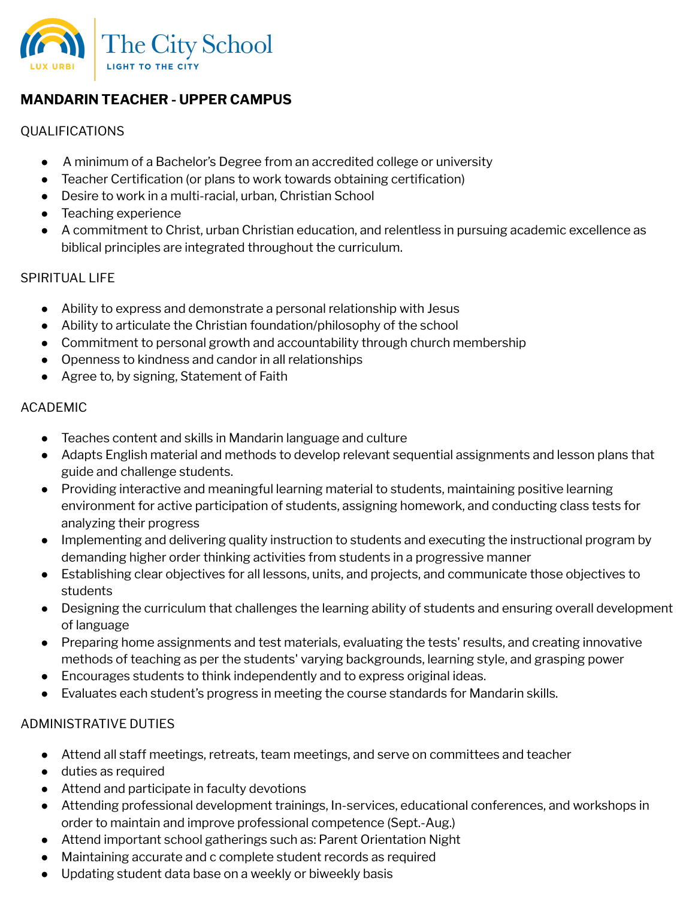The City School

LUX URBI

LIGHT TO THE CITY

**MANDARIN TEACHER - UPPER CAMPUS**

QUALIFICATIONS

- A minimum of a Bachelor's Degree from an accredited college or university
- Teacher Certification (or plans to work towards obtaining certification)
- Desire to work in a multi-racial, urban, Christian School
- Teaching experience
- A commitment to Christ, urban Christian education, and relentless in pursuing academic excellence as biblical principles are integrated throughout the curriculum.

SPIRITUAL LIFE

- Ability to express and demonstrate a personal relationship with Jesus
- Ability to articulate the Christian foundation/philosophy of the school
- Commitment to personal growth and accountability through church membership
- Openness to kindness and candor in all relationships
- Agree to, by signing, Statement of Faith

ACADEMIC

- Teaches content and skills in Mandarin language and culture
- Adapts English material and methods to develop relevant sequential assignments and lesson plans that guide and challenge students.
- Providing interactive and meaningful learning material to students, maintaining positive learning environment for active participation of students, assigning homework, and conducting class tests for analyzing their progress
- Implementing and delivering quality instruction to students and executing the instructional program by demanding higher order thinking activities from students in a progressive manner
- Establishing clear objectives for all lessons, units, and projects, and communicate those objectives to students
- Designing the curriculum that challenges the learning ability of students and ensuring overall development of language
- Preparing home assignments and test materials, evaluating the tests' results, and creating innovative methods of teaching as per the students' varying backgrounds, learning style, and grasping power
- Encourages students to think independently and to express original ideas.
- Evaluates each student's progress in meeting the course standards for Mandarin skills.

ADMINISTRATIVE DUTIES

- Attend all staff meetings, retreats, team meetings, and serve on committees and teacher
- duties as required
- Attend and participate in faculty devotions
- Attending professional development trainings, In-services, educational conferences, and workshops in order to maintain and improve professional competence (Sept.-Aug.)
- Attend important school gatherings such as: Parent Orientation Night
- Maintaining accurate and c complete student records as required
- Updating student data base on a weekly or biweekly basis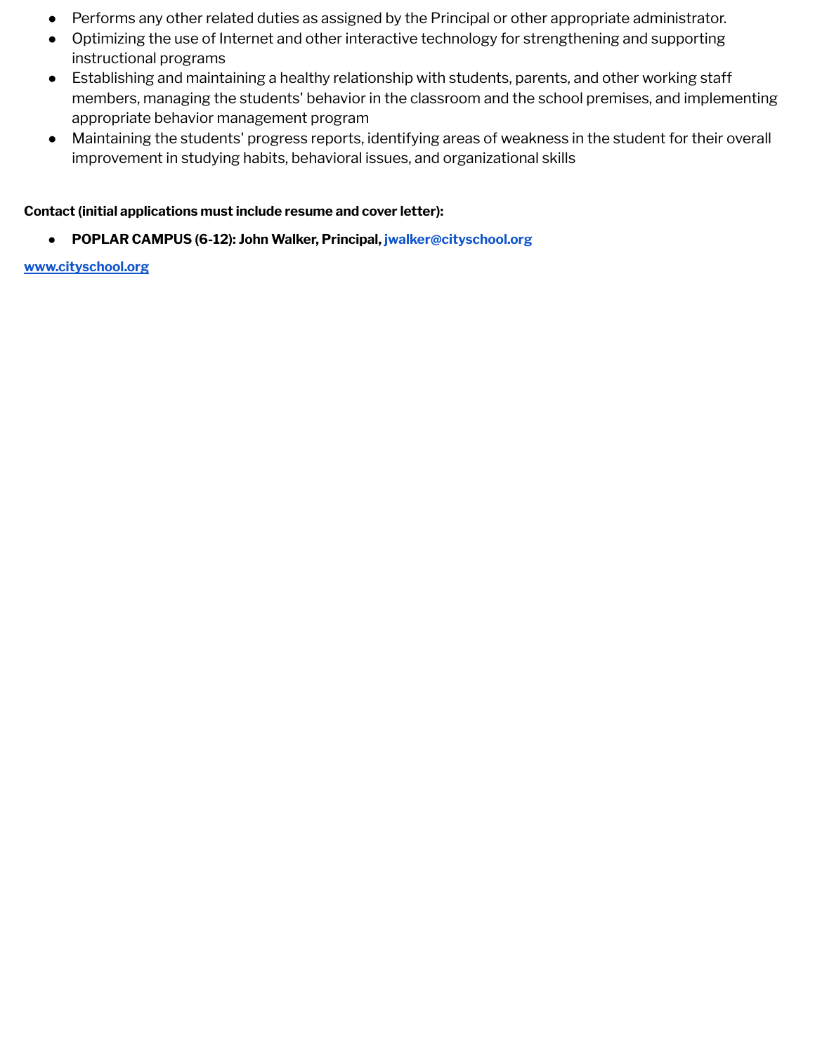- Performs any other related duties as assigned by the Principal or other appropriate administrator.
- Optimizing the use of Internet and other interactive technology for strengthening and supporting instructional programs
- Establishing and maintaining a healthy relationship with students, parents, and other working staff members, managing the students' behavior in the classroom and the school premises, and implementing appropriate behavior management program
- Maintaining the students' progress reports, identifying areas of weakness in the student for their overall improvement in studying habits, behavioral issues, and organizational skills

**Contact (initial applications must include resume and cover letter):**

- **POPLAR CAMPUS (6-12): John Walker, Principal, jwalker@cityschool.org**

www.cityschool.org